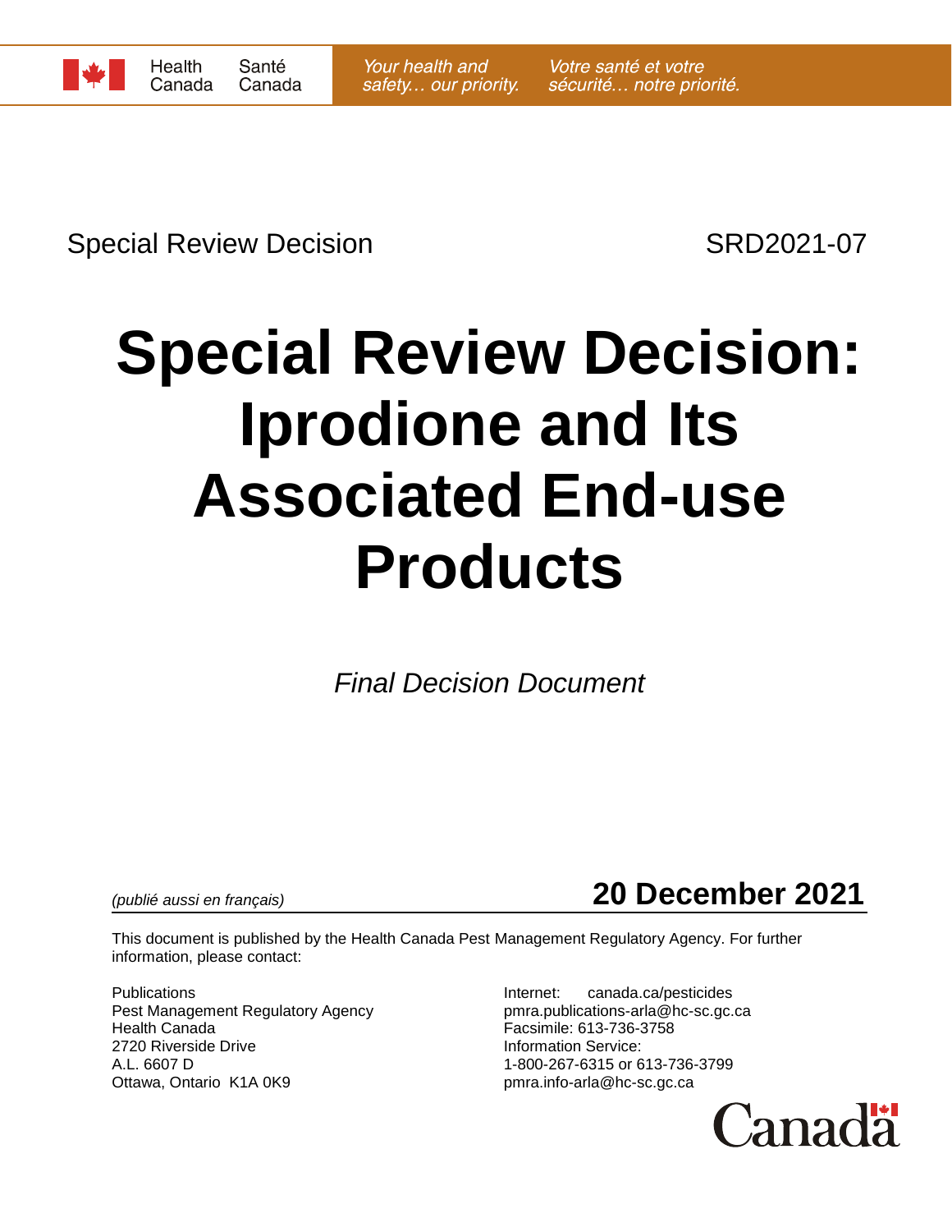Health Canada / Santé Canada — *Your health and safety… our priority.* / *Votre santé et votre sécurité… notre priorité.*

Special Review Decision SRD2021-07

# Special Review Decision: Iprodione and Its Associated End-use Products

*Final Decision Document*

*(publié aussi en français)*

**20 December 2021**

This document is published by the Health Canada Pest Management Regulatory Agency. For further information, please contact:

Publications
Pest Management Regulatory Agency
Health Canada
2720 Riverside Drive
A.L. 6607 D
Ottawa, Ontario K1A 0K9

Internet: canada.ca/pesticides
pmra.publications-arla@hc-sc.gc.ca
Facsimile: 613-736-3758
Information Service:
1-800-267-6315 or 613-736-3799
pmra.info-arla@hc-sc.gc.ca

Canada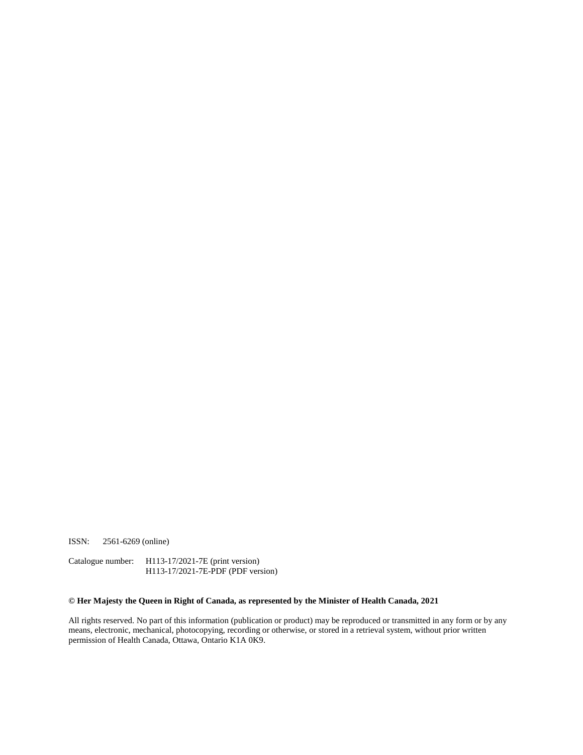ISSN: 2561-6269 (online)

Catalogue number: H113-17/2021-7E (print version)
H113-17/2021-7E-PDF (PDF version)

**© Her Majesty the Queen in Right of Canada, as represented by the Minister of Health Canada, 2021**

All rights reserved. No part of this information (publication or product) may be reproduced or transmitted in any form or by any means, electronic, mechanical, photocopying, recording or otherwise, or stored in a retrieval system, without prior written permission of Health Canada, Ottawa, Ontario K1A 0K9.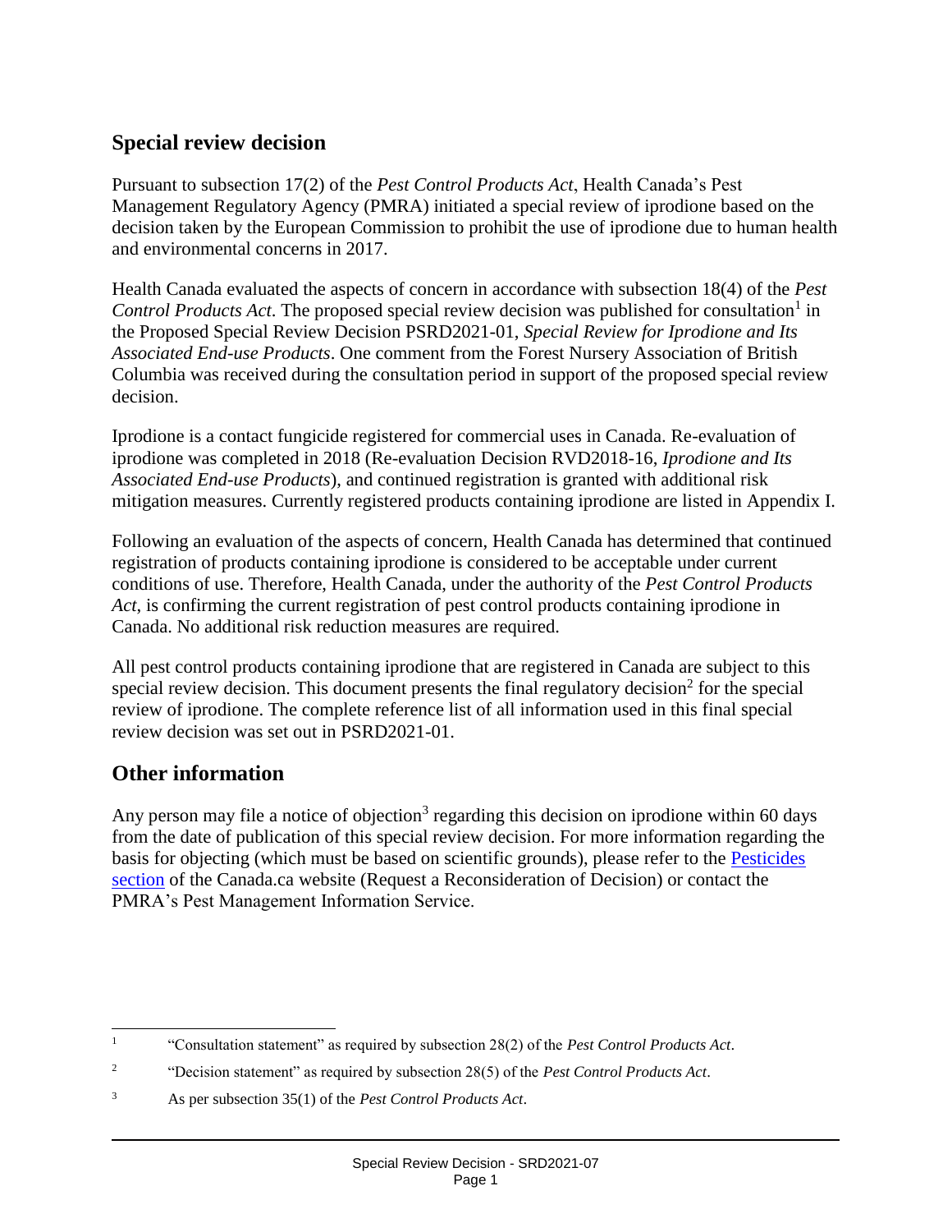## Special review decision

Pursuant to subsection 17(2) of the *Pest Control Products Act*, Health Canada's Pest Management Regulatory Agency (PMRA) initiated a special review of iprodione based on the decision taken by the European Commission to prohibit the use of iprodione due to human health and environmental concerns in 2017.

Health Canada evaluated the aspects of concern in accordance with subsection 18(4) of the *Pest Control Products Act*. The proposed special review decision was published for consultation[1] in the Proposed Special Review Decision PSRD2021-01, *Special Review for Iprodione and Its Associated End-use Products*. One comment from the Forest Nursery Association of British Columbia was received during the consultation period in support of the proposed special review decision.

Iprodione is a contact fungicide registered for commercial uses in Canada. Re-evaluation of iprodione was completed in 2018 (Re-evaluation Decision RVD2018-16, *Iprodione and Its Associated End-use Products*), and continued registration is granted with additional risk mitigation measures. Currently registered products containing iprodione are listed in Appendix I.

Following an evaluation of the aspects of concern, Health Canada has determined that continued registration of products containing iprodione is considered to be acceptable under current conditions of use. Therefore, Health Canada, under the authority of the *Pest Control Products Act*, is confirming the current registration of pest control products containing iprodione in Canada. No additional risk reduction measures are required.

All pest control products containing iprodione that are registered in Canada are subject to this special review decision. This document presents the final regulatory decision[2] for the special review of iprodione. The complete reference list of all information used in this final special review decision was set out in PSRD2021-01.

## Other information

Any person may file a notice of objection[3] regarding this decision on iprodione within 60 days from the date of publication of this special review decision. For more information regarding the basis for objecting (which must be based on scientific grounds), please refer to the Pesticides section of the Canada.ca website (Request a Reconsideration of Decision) or contact the PMRA's Pest Management Information Service.

---

[1] "Consultation statement" as required by subsection 28(2) of the *Pest Control Products Act*.

[2] "Decision statement" as required by subsection 28(5) of the *Pest Control Products Act*.

[3] As per subsection 35(1) of the *Pest Control Products Act*.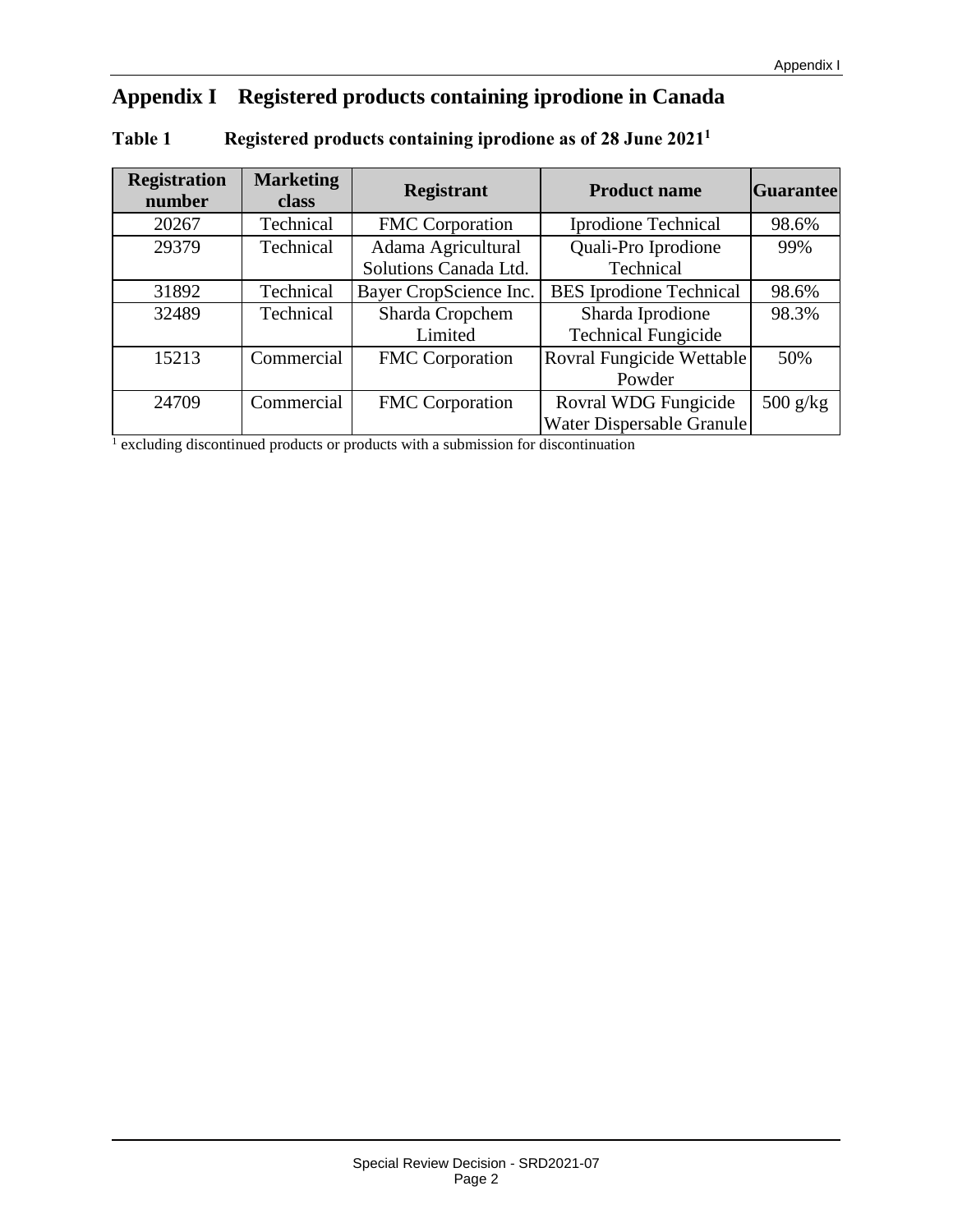# Appendix I Registered products containing iprodione in Canada

**Table 1 Registered products containing iprodione as of 28 June 2021[1]**

| Registration number | Marketing class | Registrant | Product name | Guarantee |
|---|---|---|---|---|
| 20267 | Technical | FMC Corporation | Iprodione Technical | 98.6% |
| 29379 | Technical | Adama Agricultural Solutions Canada Ltd. | Quali-Pro Iprodione Technical | 99% |
| 31892 | Technical | Bayer CropScience Inc. | BES Iprodione Technical | 98.6% |
| 32489 | Technical | Sharda Cropchem Limited | Sharda Iprodione Technical Fungicide | 98.3% |
| 15213 | Commercial | FMC Corporation | Rovral Fungicide Wettable Powder | 50% |
| 24709 | Commercial | FMC Corporation | Rovral WDG Fungicide Water Dispersable Granule | 500 g/kg |

[1] excluding discontinued products or products with a submission for discontinuation